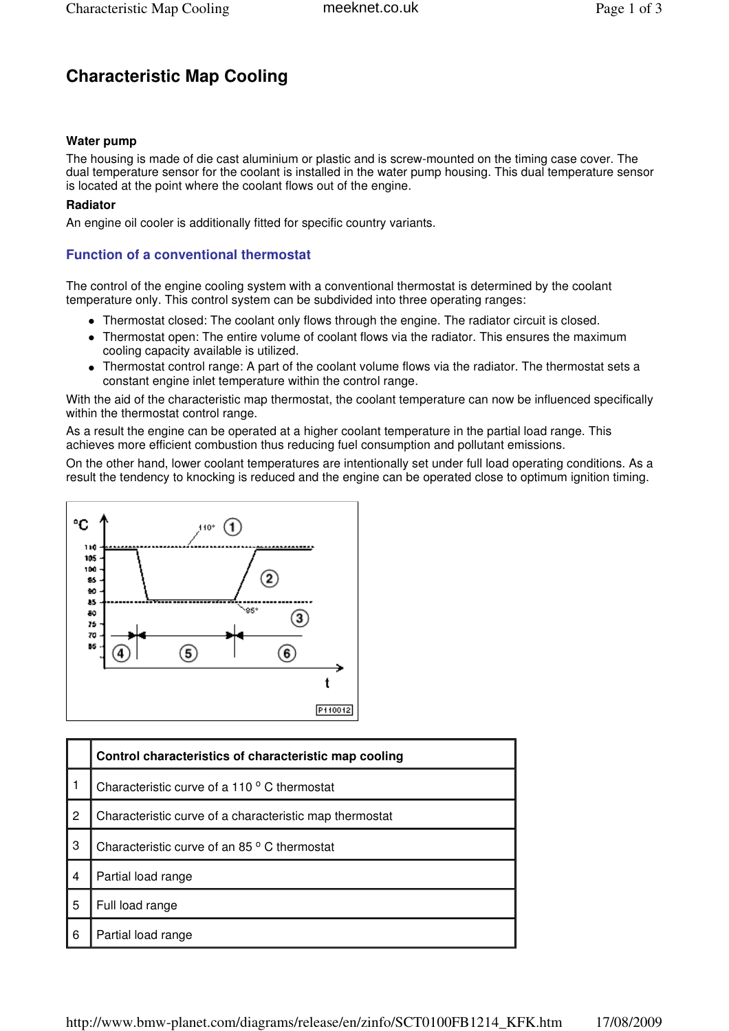# Characteristic Map Cooling

**Water pump**

The housing is made of die cast aluminium or plastic and is screw-mounted on the timing case cover. The dual temperature sensor for the coolant is installed in the water pump housing. This dual temperature sensor is located at the point where the coolant flows out of the engine.

**Radiator**

An engine oil cooler is additionally fitted for specific country variants.

## Function of a conventional thermostat

The control of the engine cooling system with a conventional thermostat is determined by the coolant temperature only. This control system can be subdivided into three operating ranges:

- Thermostat closed: The coolant only flows through the engine. The radiator circuit is closed.
- Thermostat open: The entire volume of coolant flows via the radiator. This ensures the maximum cooling capacity available is utilized.
- Thermostat control range: A part of the coolant volume flows via the radiator. The thermostat sets a constant engine inlet temperature within the control range.

With the aid of the characteristic map thermostat, the coolant temperature can now be influenced specifically within the thermostat control range.

As a result the engine can be operated at a higher coolant temperature in the partial load range. This achieves more efficient combustion thus reducing fuel consumption and pollutant emissions.

On the other hand, lower coolant temperatures are intentionally set under full load operating conditions. As a result the tendency to knocking is reduced and the engine can be operated close to optimum ignition timing.

| | Control characteristics of characteristic map cooling |
|---|---|
| 1 | Characteristic curve of a 110 ° C thermostat |
| 2 | Characteristic curve of a characteristic map thermostat |
| 3 | Characteristic curve of an 85 ° C thermostat |
| 4 | Partial load range |
| 5 | Full load range |
| 6 | Partial load range |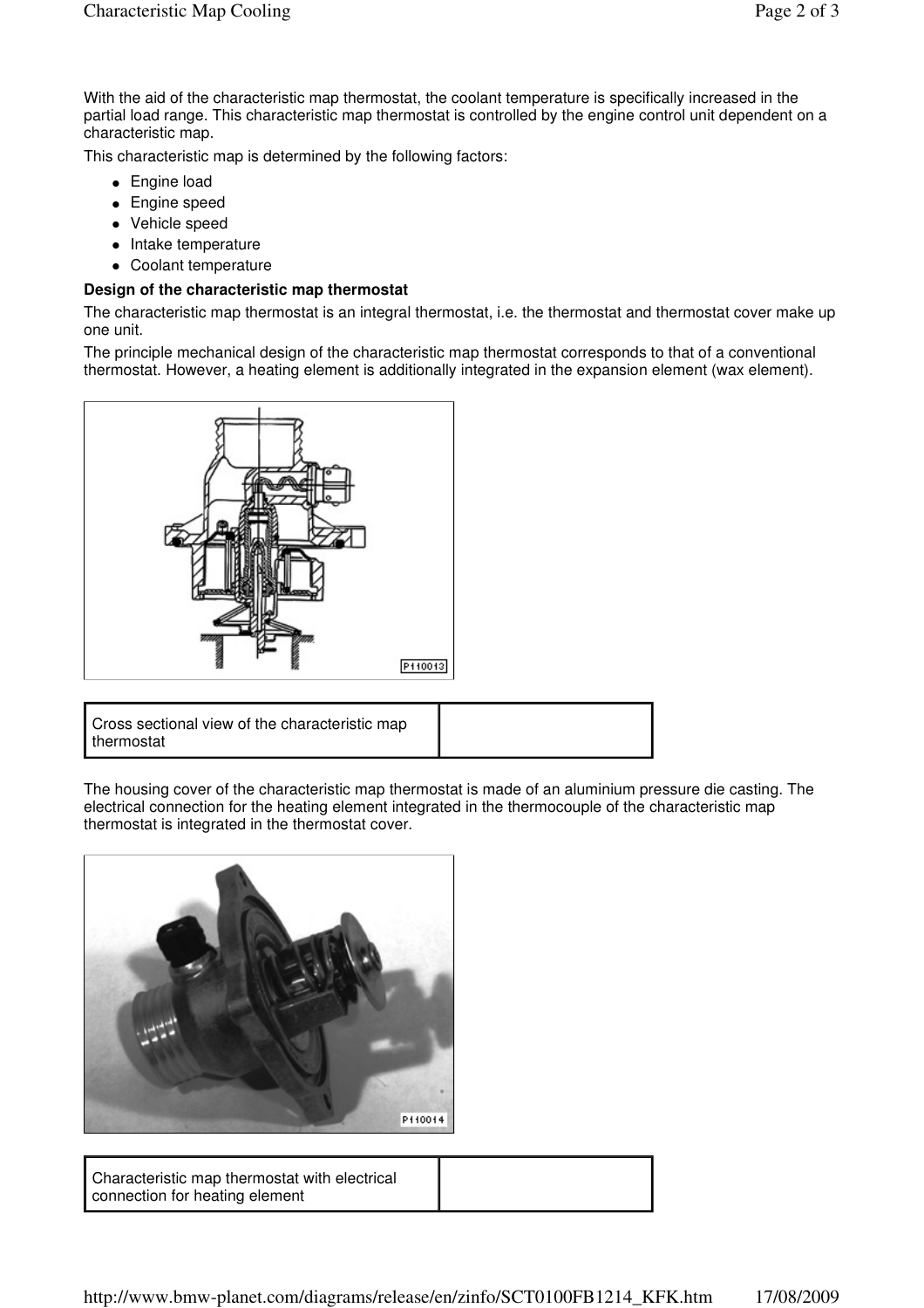With the aid of the characteristic map thermostat, the coolant temperature is specifically increased in the partial load range. This characteristic map thermostat is controlled by the engine control unit dependent on a characteristic map.

This characteristic map is determined by the following factors:

- Engine load
- Engine speed
- Vehicle speed
- Intake temperature
- Coolant temperature

**Design of the characteristic map thermostat**

The characteristic map thermostat is an integral thermostat, i.e. the thermostat and thermostat cover make up one unit.

The principle mechanical design of the characteristic map thermostat corresponds to that of a conventional thermostat. However, a heating element is additionally integrated in the expansion element (wax element).

| Cross sectional view of the characteristic map thermostat | |
|---|---|

The housing cover of the characteristic map thermostat is made of an aluminium pressure die casting. The electrical connection for the heating element integrated in the thermocouple of the characteristic map thermostat is integrated in the thermostat cover.

| Characteristic map thermostat with electrical connection for heating element | |
|---|---|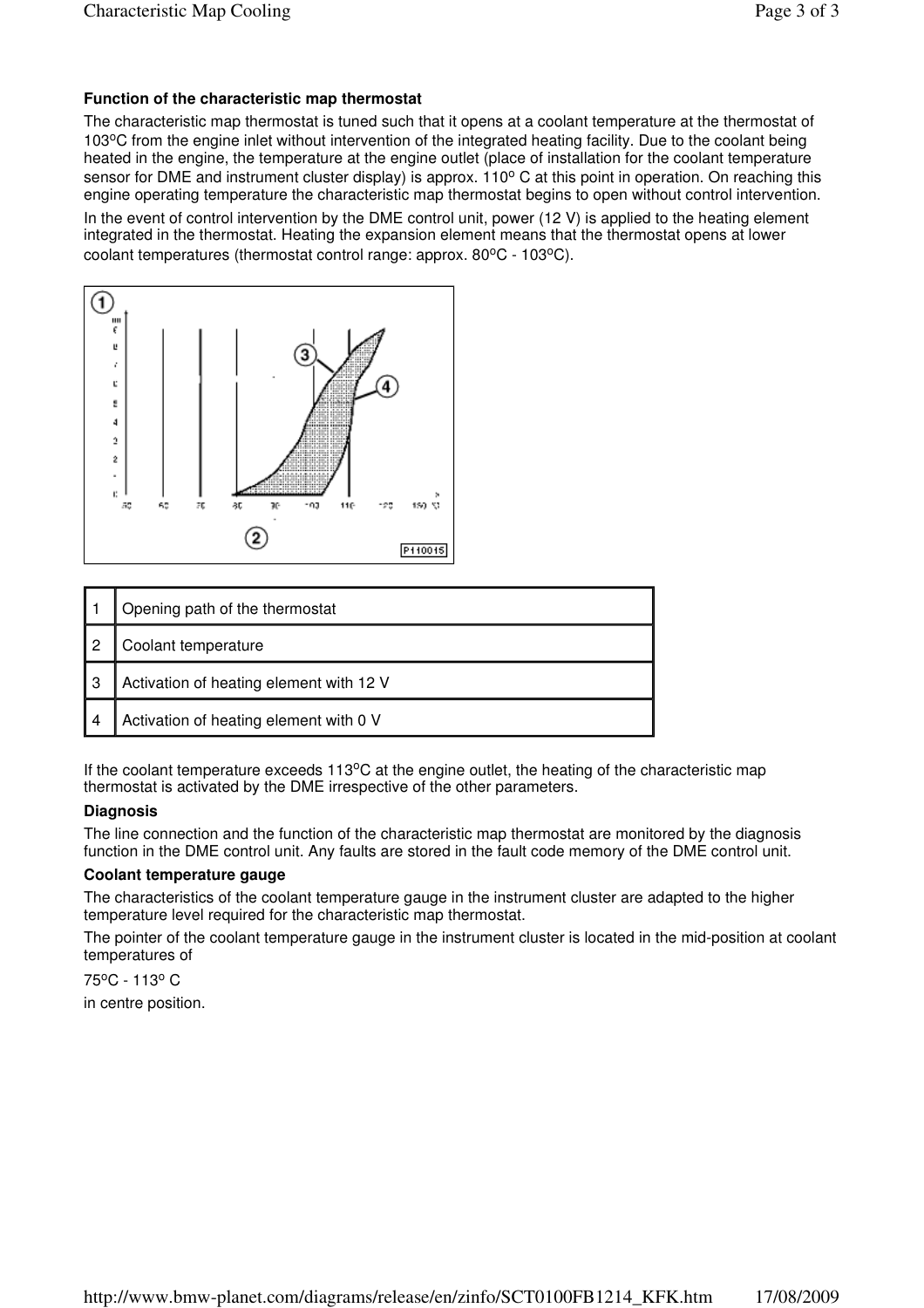**Function of the characteristic map thermostat**

The characteristic map thermostat is tuned such that it opens at a coolant temperature at the thermostat of 103ºC from the engine inlet without intervention of the integrated heating facility. Due to the coolant being heated in the engine, the temperature at the engine outlet (place of installation for the coolant temperature sensor for DME and instrument cluster display) is approx. 110º C at this point in operation. On reaching this engine operating temperature the characteristic map thermostat begins to open without control intervention.

In the event of control intervention by the DME control unit, power (12 V) is applied to the heating element integrated in the thermostat. Heating the expansion element means that the thermostat opens at lower coolant temperatures (thermostat control range: approx. 80ºC - 103ºC).

1

2

3

4

P110015

| | |
|---|---|
| 1 | Opening path of the thermostat |
| 2 | Coolant temperature |
| 3 | Activation of heating element with 12 V |
| 4 | Activation of heating element with 0 V |

If the coolant temperature exceeds 113ºC at the engine outlet, the heating of the characteristic map thermostat is activated by the DME irrespective of the other parameters.

**Diagnosis**

The line connection and the function of the characteristic map thermostat are monitored by the diagnosis function in the DME control unit. Any faults are stored in the fault code memory of the DME control unit.

**Coolant temperature gauge**

The characteristics of the coolant temperature gauge in the instrument cluster are adapted to the higher temperature level required for the characteristic map thermostat.

The pointer of the coolant temperature gauge in the instrument cluster is located in the mid-position at coolant temperatures of

75ºC - 113º C

in centre position.